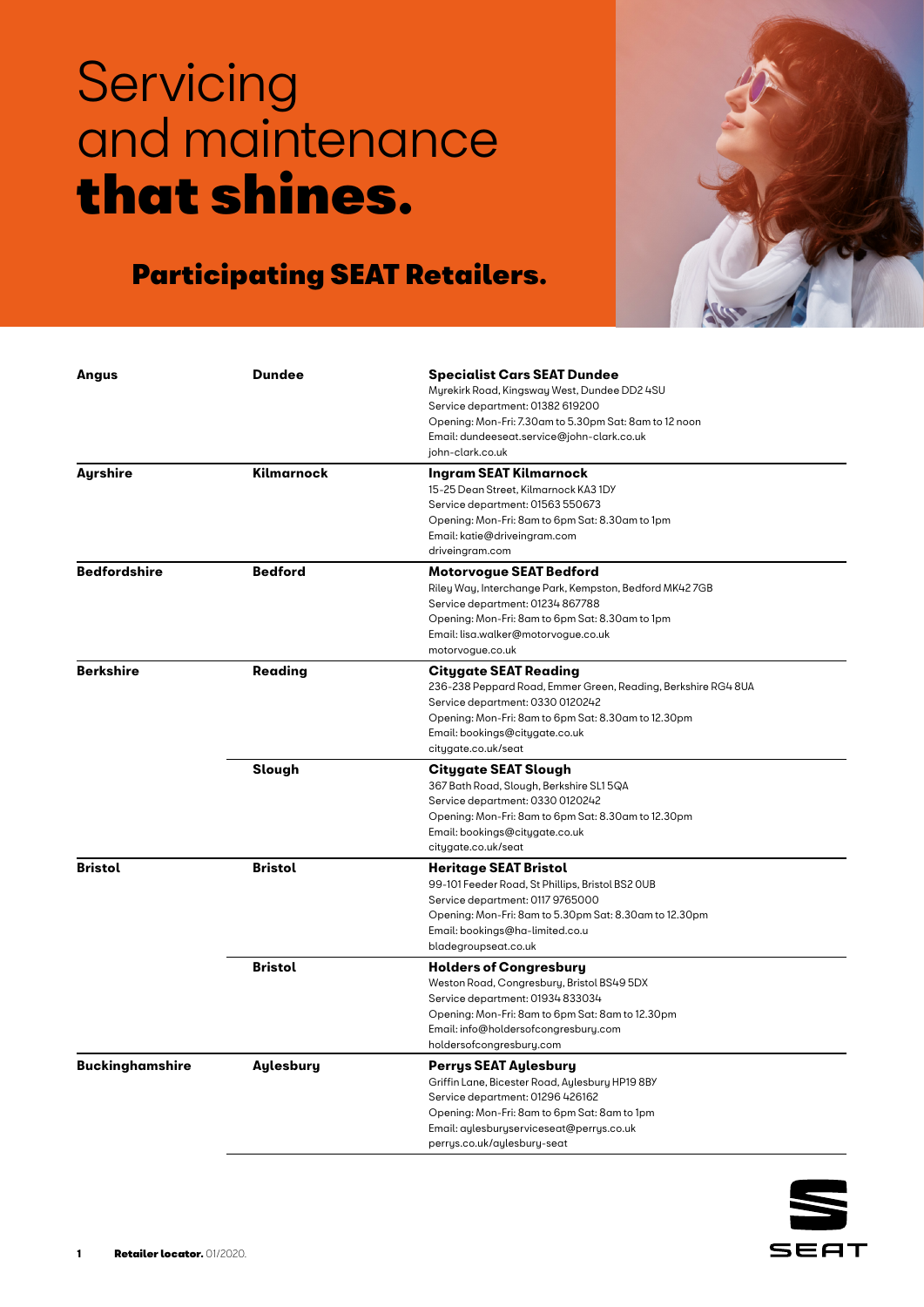# Servicing and maintenance **that shines.**

## Participating SEAT Retailers.

| County | Town | Retailer |
|---|---|---|
| **Angus** | **Dundee** | **Specialist Cars SEAT Dundee**<br>Myrekirk Road, Kingsway West, Dundee DD2 4SU<br>Service department: 01382 619200<br>Opening: Mon-Fri: 7.30am to 5.30pm Sat: 8am to 12 noon<br>Email: dundeeseat.service@john-clark.co.uk<br>john-clark.co.uk |
| **Ayrshire** | **Kilmarnock** | **Ingram SEAT Kilmarnock**<br>15-25 Dean Street, Kilmarnock KA3 1DY<br>Service department: 01563 550673<br>Opening: Mon-Fri: 8am to 6pm Sat: 8.30am to 1pm<br>Email: katie@driveingram.com<br>driveingram.com |
| **Bedfordshire** | **Bedford** | **Motorvogue SEAT Bedford**<br>Riley Way, Interchange Park, Kempston, Bedford MK42 7GB<br>Service department: 01234 867788<br>Opening: Mon-Fri: 8am to 6pm Sat: 8.30am to 1pm<br>Email: lisa.walker@motorvogue.co.uk<br>motorvogue.co.uk |
| **Berkshire** | **Reading** | **Citygate SEAT Reading**<br>236-238 Peppard Road, Emmer Green, Reading, Berkshire RG4 8UA<br>Service department: 0330 0120242<br>Opening: Mon-Fri: 8am to 6pm Sat: 8.30am to 12.30pm<br>Email: bookings@citygate.co.uk<br>citygate.co.uk/seat |
| | **Slough** | **Citygate SEAT Slough**<br>367 Bath Road, Slough, Berkshire SL1 5QA<br>Service department: 0330 0120242<br>Opening: Mon-Fri: 8am to 6pm Sat: 8.30am to 12.30pm<br>Email: bookings@citygate.co.uk<br>citygate.co.uk/seat |
| **Bristol** | **Bristol** | **Heritage SEAT Bristol**<br>99-101 Feeder Road, St Phillips, Bristol BS2 0UB<br>Service department: 0117 9765000<br>Opening: Mon-Fri: 8am to 5.30pm Sat: 8.30am to 12.30pm<br>Email: bookings@ha-limited.co.u<br>bladegroupseat.co.uk |
| | **Bristol** | **Holders of Congresbury**<br>Weston Road, Congresbury, Bristol BS49 5DX<br>Service department: 01934 833034<br>Opening: Mon-Fri: 8am to 6pm Sat: 8am to 12.30pm<br>Email: info@holdersofcongresbury.com<br>holdersofcongresbury.com |
| **Buckinghamshire** | **Aylesbury** | **Perrys SEAT Aylesbury**<br>Griffin Lane, Bicester Road, Aylesbury HP19 8BY<br>Service department: 01296 426162<br>Opening: Mon-Fri: 8am to 6pm Sat: 8am to 1pm<br>Email: aylesburyserviceseat@perrys.co.uk<br>perrys.co.uk/aylesbury-seat |

**Retailer locator.** 01/2020.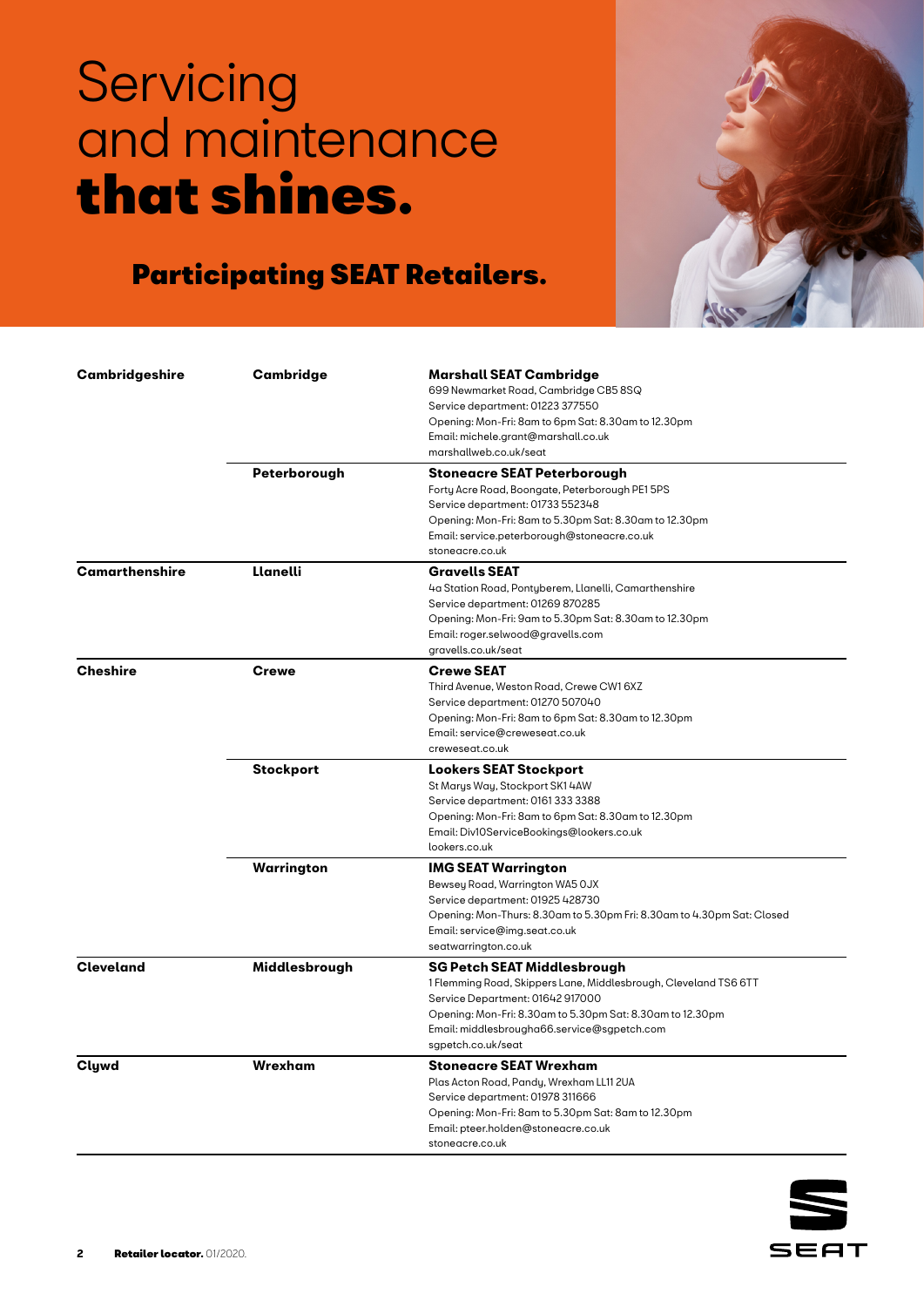# Servicing and maintenance **that shines.**

## Participating SEAT Retailers.

| County | Town | Retailer |
|---|---|---|
| **Cambridgeshire** | **Cambridge** | **Marshall SEAT Cambridge**<br>699 Newmarket Road, Cambridge CB5 8SQ<br>Service department: 01223 377550<br>Opening: Mon-Fri: 8am to 6pm Sat: 8.30am to 12.30pm<br>Email: michele.grant@marshall.co.uk<br>marshallweb.co.uk/seat |
| | **Peterborough** | **Stoneacre SEAT Peterborough**<br>Forty Acre Road, Boongate, Peterborough PE1 5PS<br>Service department: 01733 552348<br>Opening: Mon-Fri: 8am to 5.30pm Sat: 8.30am to 12.30pm<br>Email: service.peterborough@stoneacre.co.uk<br>stoneacre.co.uk |
| **Camarthenshire** | **Llanelli** | **Gravells SEAT**<br>4a Station Road, Pontyberem, Llanelli, Camarthenshire<br>Service department: 01269 870285<br>Opening: Mon-Fri: 9am to 5.30pm Sat: 8.30am to 12.30pm<br>Email: roger.selwood@gravells.com<br>gravells.co.uk/seat |
| **Cheshire** | **Crewe** | **Crewe SEAT**<br>Third Avenue, Weston Road, Crewe CW1 6XZ<br>Service department: 01270 507040<br>Opening: Mon-Fri: 8am to 6pm Sat: 8.30am to 12.30pm<br>Email: service@creweseat.co.uk<br>creweseat.co.uk |
| | **Stockport** | **Lookers SEAT Stockport**<br>St Marys Way, Stockport SK1 4AW<br>Service department: 0161 333 3388<br>Opening: Mon-Fri: 8am to 6pm Sat: 8.30am to 12.30pm<br>Email: Div10ServiceBookings@lookers.co.uk<br>lookers.co.uk |
| | **Warrington** | **IMG SEAT Warrington**<br>Bewsey Road, Warrington WA5 0JX<br>Service department: 01925 428730<br>Opening: Mon-Thurs: 8.30am to 5.30pm Fri: 8.30am to 4.30pm Sat: Closed<br>Email: service@img.seat.co.uk<br>seatwarrington.co.uk |
| **Cleveland** | **Middlesbrough** | **SG Petch SEAT Middlesbrough**<br>1 Flemming Road, Skippers Lane, Middlesbrough, Cleveland TS6 6TT<br>Service Department: 01642 917000<br>Opening: Mon-Fri: 8.30am to 5.30pm Sat: 8.30am to 12.30pm<br>Email: middlesbrougha66.service@sgpetch.com<br>sgpetch.co.uk/seat |
| **Clywd** | **Wrexham** | **Stoneacre SEAT Wrexham**<br>Plas Acton Road, Pandy, Wrexham LL11 2UA<br>Service department: 01978 311666<br>Opening: Mon-Fri: 8am to 5.30pm Sat: 8am to 12.30pm<br>Email: pteer.holden@stoneacre.co.uk<br>stoneacre.co.uk |

**Retailer locator.** 01/2020.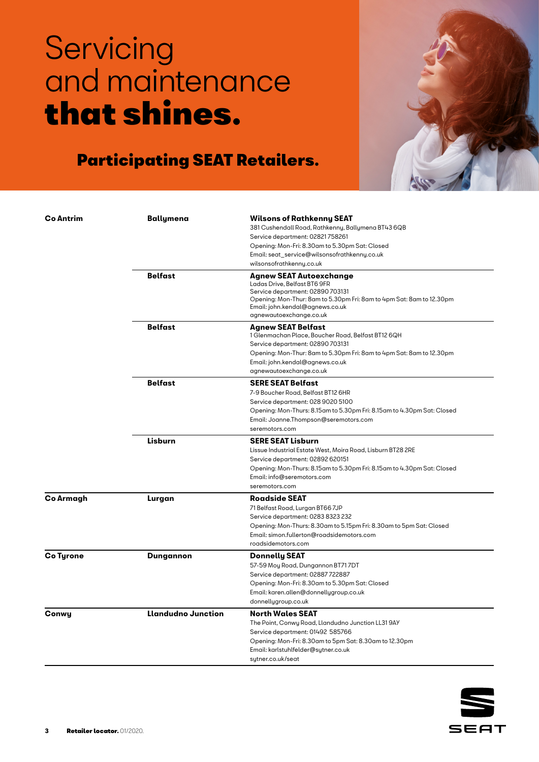# Servicing and maintenance **that shines.**

## Participating SEAT Retailers.

| County | Town | Retailer |
|---|---|---|
| **Co Antrim** | **Ballymena** | **Wilsons of Rathkenny SEAT**<br>381 Cushendall Road, Rathkenny, Ballymena BT43 6QB<br>Service department: 02821 758261<br>Opening: Mon-Fri: 8.30am to 5.30pm Sat: Closed<br>Email: seat_service@wilsonsofrathkenny.co.uk<br>wilsonsofrathkenny.co.uk |
| | **Belfast** | **Agnew SEAT Autoexchange**<br>Ladas Drive, Belfast BT6 9FR<br>Service department: 02890 703131<br>Opening: Mon-Thur: 8am to 5.30pm Fri: 8am to 4pm Sat: 8am to 12.30pm<br>Email: john.kendal@agnews.co.uk<br>agnewautoexchange.co.uk |
| | **Belfast** | **Agnew SEAT Belfast**<br>1 Glenmachan Place, Boucher Road, Belfast BT12 6QH<br>Service department: 02890 703131<br>Opening: Mon-Thur: 8am to 5.30pm Fri: 8am to 4pm Sat: 8am to 12.30pm<br>Email: john.kendal@agnews.co.uk<br>agnewautoexchange.co.uk |
| | **Belfast** | **SERE SEAT Belfast**<br>7-9 Boucher Road, Belfast BT12 6HR<br>Service department: 028 9020 5100<br>Opening: Mon-Thurs: 8.15am to 5.30pm Fri: 8.15am to 4.30pm Sat: Closed<br>Email: Joanne.Thompson@seremotors.com<br>seremotors.com |
| | **Lisburn** | **SERE SEAT Lisburn**<br>Lissue Industrial Estate West, Moira Road, Lisburn BT28 2RE<br>Service department: 02892 620151<br>Opening: Mon-Thurs: 8.15am to 5.30pm Fri: 8.15am to 4.30pm Sat: Closed<br>Email: info@seremotors.com<br>seremotors.com |
| **Co Armagh** | **Lurgan** | **Roadside SEAT**<br>71 Belfast Road, Lurgan BT66 7JP<br>Service department: 0283 8323 232<br>Opening: Mon-Thurs: 8.30am to 5.15pm Fri: 8.30am to 5pm Sat: Closed<br>Email: simon.fullerton@roadsidemotors.com<br>roadsidemotors.com |
| **Co Tyrone** | **Dungannon** | **Donnelly SEAT**<br>57-59 Moy Road, Dungannon BT71 7DT<br>Service department: 02887 722887<br>Opening: Mon-Fri: 8.30am to 5.30pm Sat: Closed<br>Email: karen.allen@donnellygroup.co.uk<br>donnellygroup.co.uk |
| **Conwy** | **Llandudno Junction** | **North Wales SEAT**<br>The Point, Conwy Road, Llandudno Junction LL31 9AY<br>Service department: 01492 585766<br>Opening: Mon-Fri: 8.30am to 5pm Sat: 8.30am to 12.30pm<br>Email: karlstuhlfelder@sytner.co.uk<br>sytner.co.uk/seat |

**Retailer locator.** 01/2020.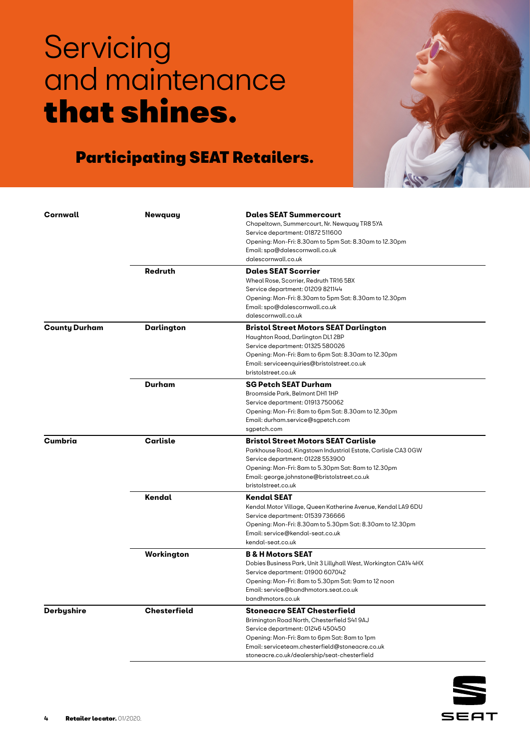# Servicing and maintenance **that shines.**

## Participating SEAT Retailers.

| County | Town | Retailer |
|---|---|---|
| **Cornwall** | **Newquay** | **Dales SEAT Summercourt**<br>Chapeltown, Summercourt, Nr. Newquay TR8 5YA<br>Service department: 01872 511600<br>Opening: Mon-Fri: 8.30am to 5pm Sat: 8.30am to 12.30pm<br>Email: spa@dalescornwall.co.uk<br>dalescornwall.co.uk |
| | **Redruth** | **Dales SEAT Scorrier**<br>Wheal Rose, Scorrier, Redruth TR16 5BX<br>Service department: 01209 821144<br>Opening: Mon-Fri: 8.30am to 5pm Sat: 8.30am to 12.30pm<br>Email: spo@dalescornwall.co.uk<br>dalescornwall.co.uk |
| **County Durham** | **Darlington** | **Bristol Street Motors SEAT Darlington**<br>Haughton Road, Darlington DL1 2BP<br>Service department: 01325 580026<br>Opening: Mon-Fri: 8am to 6pm Sat: 8.30am to 12.30pm<br>Email: serviceenquiries@bristolstreet.co.uk<br>bristolstreet.co.uk |
| | **Durham** | **SG Petch SEAT Durham**<br>Broomside Park, Belmont DH1 1HP<br>Service department: 01913 750062<br>Opening: Mon-Fri: 8am to 6pm Sat: 8.30am to 12.30pm<br>Email: durham.service@sgpetch.com<br>sgpetch.com |
| **Cumbria** | **Carlisle** | **Bristol Street Motors SEAT Carlisle**<br>Parkhouse Road, Kingstown Industrial Estate, Carlisle CA3 0GW<br>Service department: 01228 553900<br>Opening: Mon-Fri: 8am to 5.30pm Sat: 8am to 12.30pm<br>Email: george.johnstone@bristolstreet.co.uk<br>bristolstreet.co.uk |
| | **Kendal** | **Kendal SEAT**<br>Kendal Motor Village, Queen Katherine Avenue, Kendal LA9 6DU<br>Service department: 01539 736666<br>Opening: Mon-Fri: 8.30am to 5.30pm Sat: 8.30am to 12.30pm<br>Email: service@kendal-seat.co.uk<br>kendal-seat.co.uk |
| | **Workington** | **B & H Motors SEAT**<br>Dobies Business Park, Unit 3 Lillyhall West, Workington CA14 4HX<br>Service department: 01900 607042<br>Opening: Mon-Fri: 8am to 5.30pm Sat: 9am to 12 noon<br>Email: service@bandhmotors.seat.co.uk<br>bandhmotors.co.uk |
| **Derbyshire** | **Chesterfield** | **Stoneacre SEAT Chesterfield**<br>Brimington Road North, Chesterfield S41 9AJ<br>Service department: 01246 450450<br>Opening: Mon-Fri: 8am to 6pm Sat: 8am to 1pm<br>Email: serviceteam.chesterfield@stoneacre.co.uk<br>stoneacre.co.uk/dealership/seat-chesterfield |

**Retailer locator.** 01/2020.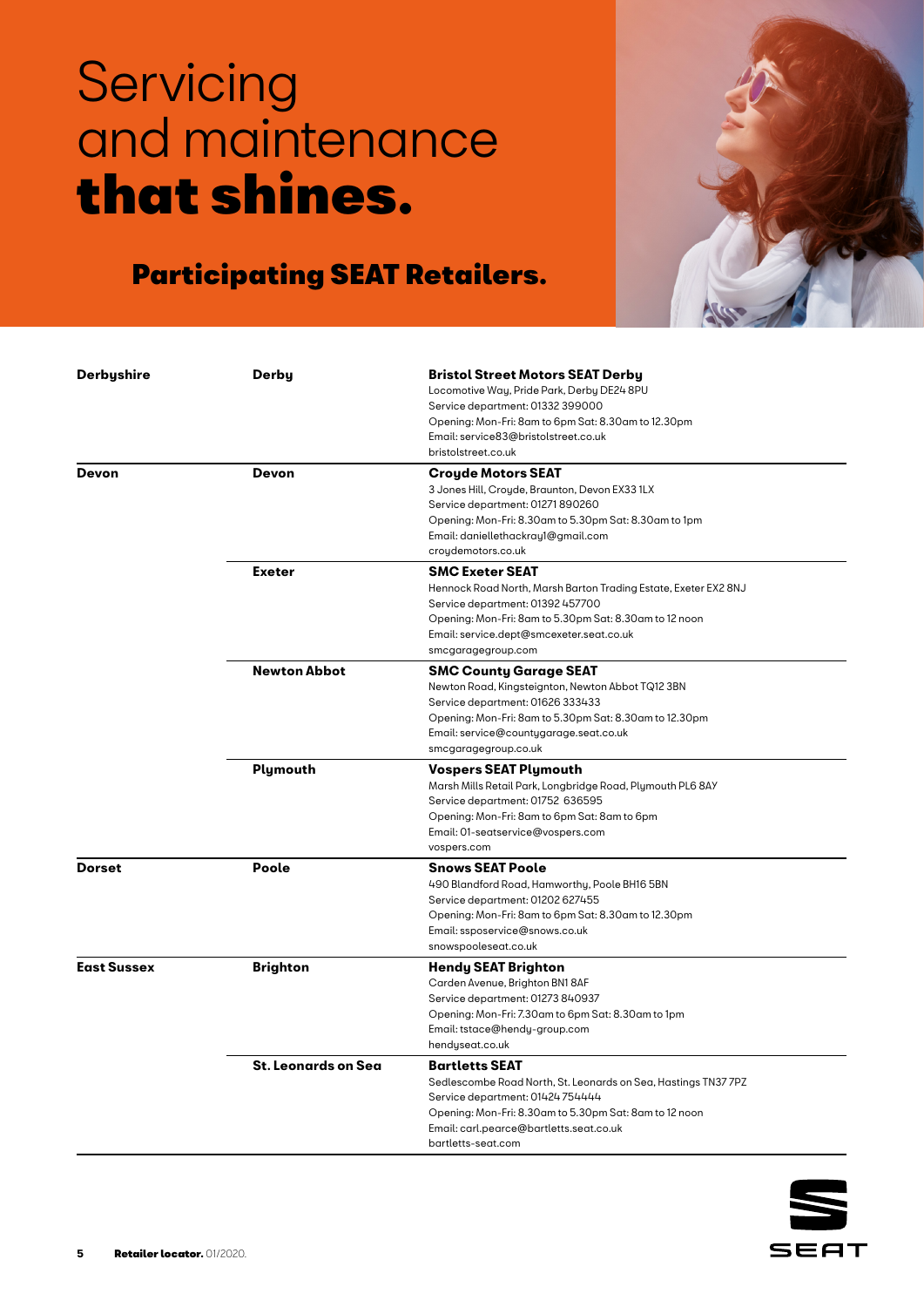# Servicing and maintenance **that shines.**

## Participating SEAT Retailers.

| County | Town | Retailer |
| --- | --- | --- |
| **Derbyshire** | **Derby** | **Bristol Street Motors SEAT Derby**<br>Locomotive Way, Pride Park, Derby DE24 8PU<br>Service department: 01332 399000<br>Opening: Mon-Fri: 8am to 6pm Sat: 8.30am to 12.30pm<br>Email: service83@bristolstreet.co.uk<br>bristolstreet.co.uk |
| **Devon** | **Devon** | **Croyde Motors SEAT**<br>3 Jones Hill, Croyde, Braunton, Devon EX33 1LX<br>Service department: 01271 890260<br>Opening: Mon-Fri: 8.30am to 5.30pm Sat: 8.30am to 1pm<br>Email: daniellethackray1@gmail.com<br>croydemotors.co.uk |
| | **Exeter** | **SMC Exeter SEAT**<br>Hennock Road North, Marsh Barton Trading Estate, Exeter EX2 8NJ<br>Service department: 01392 457700<br>Opening: Mon-Fri: 8am to 5.30pm Sat: 8.30am to 12 noon<br>Email: service.dept@smcexeter.seat.co.uk<br>smcgaragegroup.com |
| | **Newton Abbot** | **SMC County Garage SEAT**<br>Newton Road, Kingsteignton, Newton Abbot TQ12 3BN<br>Service department: 01626 333433<br>Opening: Mon-Fri: 8am to 5.30pm Sat: 8.30am to 12.30pm<br>Email: service@countygarage.seat.co.uk<br>smcgaragegroup.co.uk |
| | **Plymouth** | **Vospers SEAT Plymouth**<br>Marsh Mills Retail Park, Longbridge Road, Plymouth PL6 8AY<br>Service department: 01752 636595<br>Opening: Mon-Fri: 8am to 6pm Sat: 8am to 6pm<br>Email: 01-seatservice@vospers.com<br>vospers.com |
| **Dorset** | **Poole** | **Snows SEAT Poole**<br>490 Blandford Road, Hamworthy, Poole BH16 5BN<br>Service department: 01202 627455<br>Opening: Mon-Fri: 8am to 6pm Sat: 8.30am to 12.30pm<br>Email: ssposervice@snows.co.uk<br>snowspooleseat.co.uk |
| **East Sussex** | **Brighton** | **Hendy SEAT Brighton**<br>Carden Avenue, Brighton BN1 8AF<br>Service department: 01273 840937<br>Opening: Mon-Fri: 7.30am to 6pm Sat: 8.30am to 1pm<br>Email: tstace@hendy-group.com<br>hendyseat.co.uk |
| | **St. Leonards on Sea** | **Bartletts SEAT**<br>Sedlescombe Road North, St. Leonards on Sea, Hastings TN37 7PZ<br>Service department: 01424 754444<br>Opening: Mon-Fri: 8.30am to 5.30pm Sat: 8am to 12 noon<br>Email: carl.pearce@bartletts.seat.co.uk<br>bartletts-seat.com |

**Retailer locator.** 01/2020.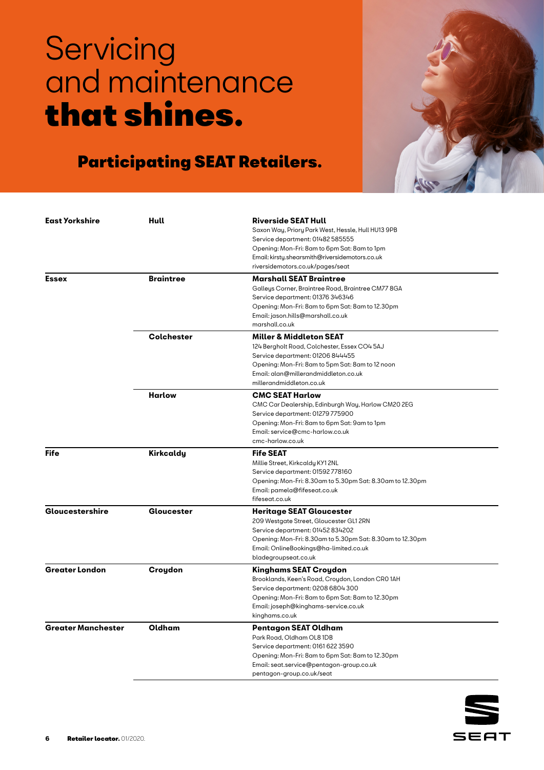# Servicing and maintenance **that shines.**

## Participating SEAT Retailers.

| Region | Town | Retailer |
|---|---|---|
| **East Yorkshire** | **Hull** | **Riverside SEAT Hull**<br>Saxon Way, Priory Park West, Hessle, Hull HU13 9PB<br>Service department: 01482 585555<br>Opening: Mon-Fri: 8am to 6pm Sat: 8am to 1pm<br>Email: kirsty.shearsmith@riversidemotors.co.uk<br>riversidemotors.co.uk/pages/seat |
| **Essex** | **Braintree** | **Marshall SEAT Braintree**<br>Galleys Corner, Braintree Road, Braintree CM77 8GA<br>Service department: 01376 346346<br>Opening: Mon-Fri: 8am to 6pm Sat: 8am to 12.30pm<br>Email: jason.hills@marshall.co.uk<br>marshall.co.uk |
| | **Colchester** | **Miller & Middleton SEAT**<br>124 Bergholt Road, Colchester, Essex CO4 5AJ<br>Service department: 01206 844455<br>Opening: Mon-Fri: 8am to 5pm Sat: 8am to 12 noon<br>Email: alan@millerandmiddleton.co.uk<br>millerandmiddleton.co.uk |
| | **Harlow** | **CMC SEAT Harlow**<br>CMC Car Dealership, Edinburgh Way, Harlow CM20 2EG<br>Service department: 01279 775900<br>Opening: Mon-Fri: 8am to 6pm Sat: 9am to 1pm<br>Email: service@cmc-harlow.co.uk<br>cmc-harlow.co.uk |
| **Fife** | **Kirkcaldy** | **Fife SEAT**<br>Millie Street, Kirkcaldy KY1 2NL<br>Service department: 01592 778160<br>Opening: Mon-Fri: 8.30am to 5.30pm Sat: 8.30am to 12.30pm<br>Email: pamela@fifeseat.co.uk<br>fifeseat.co.uk |
| **Gloucestershire** | **Gloucester** | **Heritage SEAT Gloucester**<br>209 Westgate Street, Gloucester GL1 2RN<br>Service department: 01452 834202<br>Opening: Mon-Fri: 8.30am to 5.30pm Sat: 8.30am to 12.30pm<br>Email: OnlineBookings@ha-limited.co.uk<br>bladegroupseat.co.uk |
| **Greater London** | **Croydon** | **Kinghams SEAT Croydon**<br>Brooklands, Keen's Road, Croydon, London CR0 1AH<br>Service department: 0208 6804 300<br>Opening: Mon-Fri: 8am to 6pm Sat: 8am to 12.30pm<br>Email: joseph@kinghams-service.co.uk<br>kinghams.co.uk |
| **Greater Manchester** | **Oldham** | **Pentagon SEAT Oldham**<br>Park Road, Oldham OL8 1DB<br>Service department: 0161 622 3590<br>Opening: Mon-Fri: 8am to 6pm Sat: 8am to 12.30pm<br>Email: seat.service@pentagon-group.co.uk<br>pentagon-group.co.uk/seat |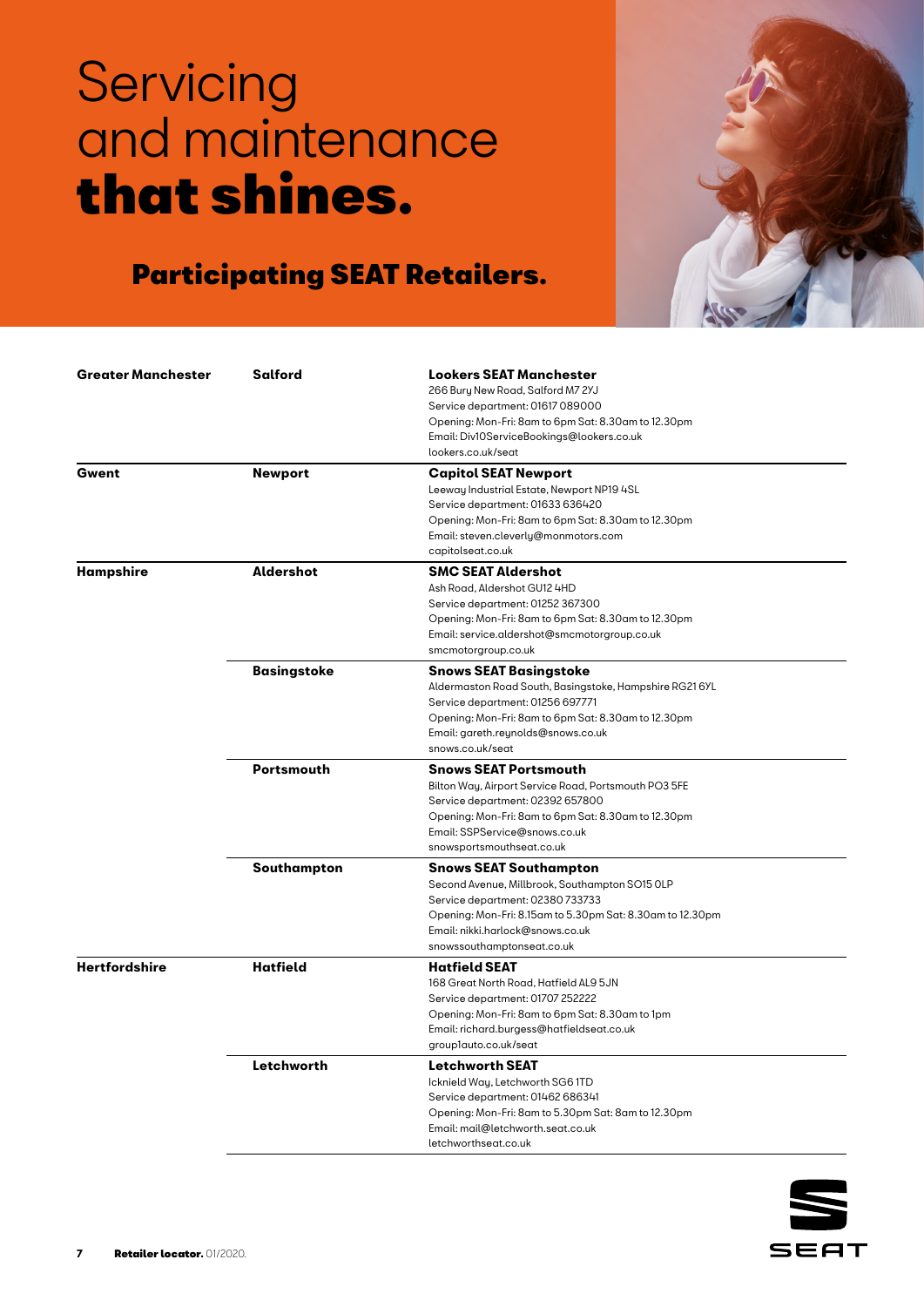# Servicing and maintenance **that shines.**

## Participating SEAT Retailers.

| | | |
|---|---|---|
| **Greater Manchester** | **Salford** | **Lookers SEAT Manchester**<br>266 Bury New Road, Salford M7 2YJ<br>Service department: 01617 089000<br>Opening: Mon-Fri: 8am to 6pm Sat: 8.30am to 12.30pm<br>Email: Div10ServiceBookings@lookers.co.uk<br>lookers.co.uk/seat |
| **Gwent** | **Newport** | **Capitol SEAT Newport**<br>Leeway Industrial Estate, Newport NP19 4SL<br>Service department: 01633 636420<br>Opening: Mon-Fri: 8am to 6pm Sat: 8.30am to 12.30pm<br>Email: steven.cleverly@monmotors.com<br>capitolseat.co.uk |
| **Hampshire** | **Aldershot** | **SMC SEAT Aldershot**<br>Ash Road, Aldershot GU12 4HD<br>Service department: 01252 367300<br>Opening: Mon-Fri: 8am to 6pm Sat: 8.30am to 12.30pm<br>Email: service.aldershot@smcmotorgroup.co.uk<br>smcmotorgroup.co.uk |
| | **Basingstoke** | **Snows SEAT Basingstoke**<br>Aldermaston Road South, Basingstoke, Hampshire RG21 6YL<br>Service department: 01256 697771<br>Opening: Mon-Fri: 8am to 6pm Sat: 8.30am to 12.30pm<br>Email: gareth.reynolds@snows.co.uk<br>snows.co.uk/seat |
| | **Portsmouth** | **Snows SEAT Portsmouth**<br>Bilton Way, Airport Service Road, Portsmouth PO3 5FE<br>Service department: 02392 657800<br>Opening: Mon-Fri: 8am to 6pm Sat: 8.30am to 12.30pm<br>Email: SSPService@snows.co.uk<br>snowsportsmouthseat.co.uk |
| | **Southampton** | **Snows SEAT Southampton**<br>Second Avenue, Millbrook, Southampton SO15 0LP<br>Service department: 02380 733733<br>Opening: Mon-Fri: 8.15am to 5.30pm Sat: 8.30am to 12.30pm<br>Email: nikki.harlock@snows.co.uk<br>snowssouthamptonseat.co.uk |
| **Hertfordshire** | **Hatfield** | **Hatfield SEAT**<br>168 Great North Road, Hatfield AL9 5JN<br>Service department: 01707 252222<br>Opening: Mon-Fri: 8am to 6pm Sat: 8.30am to 1pm<br>Email: richard.burgess@hatfieldseat.co.uk<br>group1auto.co.uk/seat |
| | **Letchworth** | **Letchworth SEAT**<br>Icknield Way, Letchworth SG6 1TD<br>Service department: 01462 686341<br>Opening: Mon-Fri: 8am to 5.30pm Sat: 8am to 12.30pm<br>Email: mail@letchworth.seat.co.uk<br>letchworthseat.co.uk |

**Retailer locator.** 01/2020.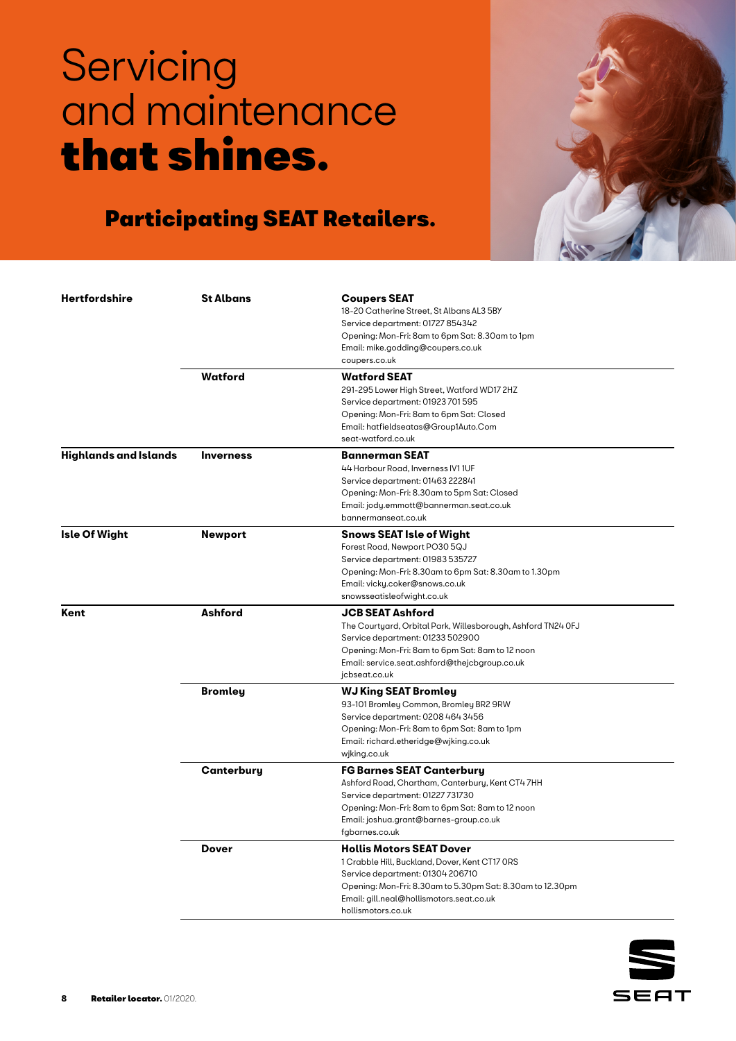# Servicing and maintenance **that shines.**

## Participating SEAT Retailers.

| Region | Town | Retailer |
|---|---|---|
| **Hertfordshire** | **St Albans** | **Coupers SEAT**<br>18-20 Catherine Street, St Albans AL3 5BY<br>Service department: 01727 854342<br>Opening: Mon-Fri: 8am to 6pm Sat: 8.30am to 1pm<br>Email: mike.godding@coupers.co.uk<br>coupers.co.uk |
| | **Watford** | **Watford SEAT**<br>291-295 Lower High Street, Watford WD17 2HZ<br>Service department: 01923 701 595<br>Opening: Mon-Fri: 8am to 6pm Sat: Closed<br>Email: hatfieldseatas@Group1Auto.Com<br>seat-watford.co.uk |
| **Highlands and Islands** | **Inverness** | **Bannerman SEAT**<br>44 Harbour Road, Inverness IV1 1UF<br>Service department: 01463 222841<br>Opening: Mon-Fri: 8.30am to 5pm Sat: Closed<br>Email: jody.emmott@bannerman.seat.co.uk<br>bannermanseat.co.uk |
| **Isle Of Wight** | **Newport** | **Snows SEAT Isle of Wight**<br>Forest Road, Newport PO30 5QJ<br>Service department: 01983 535727<br>Opening: Mon-Fri: 8.30am to 6pm Sat: 8.30am to 1.30pm<br>Email: vicky.coker@snows.co.uk<br>snowsseatisleofwight.co.uk |
| **Kent** | **Ashford** | **JCB SEAT Ashford**<br>The Courtyard, Orbital Park, Willesborough, Ashford TN24 0FJ<br>Service department: 01233 502900<br>Opening: Mon-Fri: 8am to 6pm Sat: 8am to 12 noon<br>Email: service.seat.ashford@thejcbgroup.co.uk<br>jcbseat.co.uk |
| | **Bromley** | **WJ King SEAT Bromley**<br>93-101 Bromley Common, Bromley BR2 9RW<br>Service department: 0208 464 3456<br>Opening: Mon-Fri: 8am to 6pm Sat: 8am to 1pm<br>Email: richard.etheridge@wjking.co.uk<br>wjking.co.uk |
| | **Canterbury** | **FG Barnes SEAT Canterbury**<br>Ashford Road, Chartham, Canterbury, Kent CT4 7HH<br>Service department: 01227 731730<br>Opening: Mon-Fri: 8am to 6pm Sat: 8am to 12 noon<br>Email: joshua.grant@barnes-group.co.uk<br>fgbarnes.co.uk |
| | **Dover** | **Hollis Motors SEAT Dover**<br>1 Crabble Hill, Buckland, Dover, Kent CT17 0RS<br>Service department: 01304 206710<br>Opening: Mon-Fri: 8.30am to 5.30pm Sat: 8.30am to 12.30pm<br>Email: gill.neal@hollismotors.seat.co.uk<br>hollismotors.co.uk |

**Retailer locator.** 01/2020.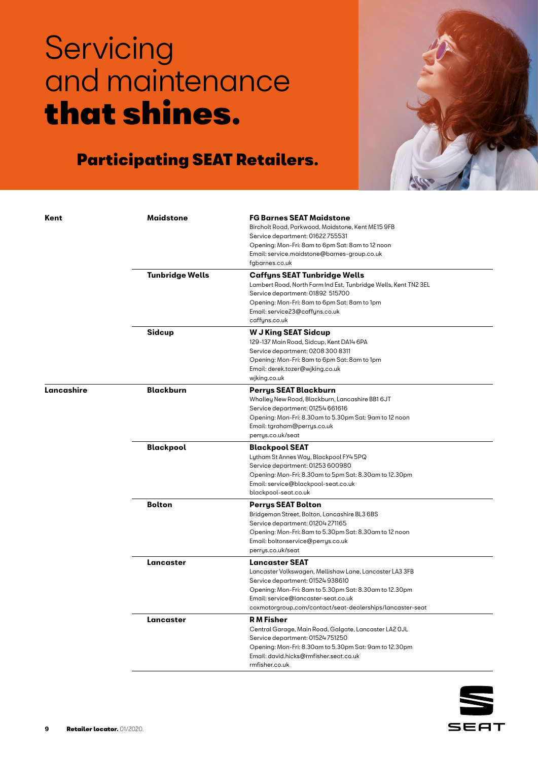# Servicing and maintenance **that shines.**

## Participating SEAT Retailers.

| County | Town | Retailer |
| --- | --- | --- |
| **Kent** | **Maidstone** | **FG Barnes SEAT Maidstone**<br>Bircholt Road, Parkwood, Maidstone, Kent ME15 9FB<br>Service department: 01622 755531<br>Opening: Mon-Fri: 8am to 6pm Sat: 8am to 12 noon<br>Email: service.maidstone@barnes-group.co.uk<br>fgbarnes.co.uk |
| | **Tunbridge Wells** | **Caffyns SEAT Tunbridge Wells**<br>Lambert Road, North Farm Ind Est, Tunbridge Wells, Kent TN2 3EL<br>Service department: 01892 515700<br>Opening: Mon-Fri: 8am to 6pm Sat: 8am to 1pm<br>Email: service23@caffyns.co.uk<br>caffyns.co.uk |
| | **Sidcup** | **W J King SEAT Sidcup**<br>129-137 Main Road, Sidcup, Kent DA14 6PA<br>Service department: 0208 300 8311<br>Opening: Mon-Fri: 8am to 6pm Sat: 8am to 1pm<br>Email: derek.tozer@wjking.co.uk<br>wjking.co.uk |
| **Lancashire** | **Blackburn** | **Perrys SEAT Blackburn**<br>Whalley New Road, Blackburn, Lancashire BB1 6JT<br>Service department: 01254 661616<br>Opening: Mon-Fri: 8.30am to 5.30pm Sat: 9am to 12 noon<br>Email: tgraham@perrys.co.uk<br>perrys.co.uk/seat |
| | **Blackpool** | **Blackpool SEAT**<br>Lytham St Annes Way, Blackpool FY4 5PQ<br>Service department: 01253 600980<br>Opening: Mon-Fri: 8.30am to 5pm Sat: 8.30am to 12.30pm<br>Email: service@blackpool-seat.co.uk<br>blackpool-seat.co.uk |
| | **Bolton** | **Perrys SEAT Bolton**<br>Bridgeman Street, Bolton, Lancashire BL3 6BS<br>Service department: 01204 271165<br>Opening: Mon-Fri: 8am to 5.30pm Sat: 8.30am to 12 noon<br>Email: boltonservice@perrys.co.uk<br>perrys.co.uk/SEAT |
| | **Lancaster** | **Lancaster SEAT**<br>Lancaster Volkswagen, Mellishaw Lane, Lancaster LA3 3FB<br>Service department: 01524 938610<br>Opening: Mon-Fri: 8am to 5.30pm Sat: 8.30am to 12.30pm<br>Email: service@lancaster-seat.co.uk<br>coxmotorgroup.com/contact/seat-dealerships/lancaster-seat |
| | **Lancaster** | **R M Fisher**<br>Central Garage, Main Road, Galgate, Lancaster LA2 0JL<br>Service department: 01524 751250<br>Opening: Mon-Fri: 8.30am to 5.30pm Sat: 9am to 12.30pm<br>Email: david.hicks@rmfisher.seat.co.uk<br>rmfisher.co.uk |

**Retailer locator.** 01/2020.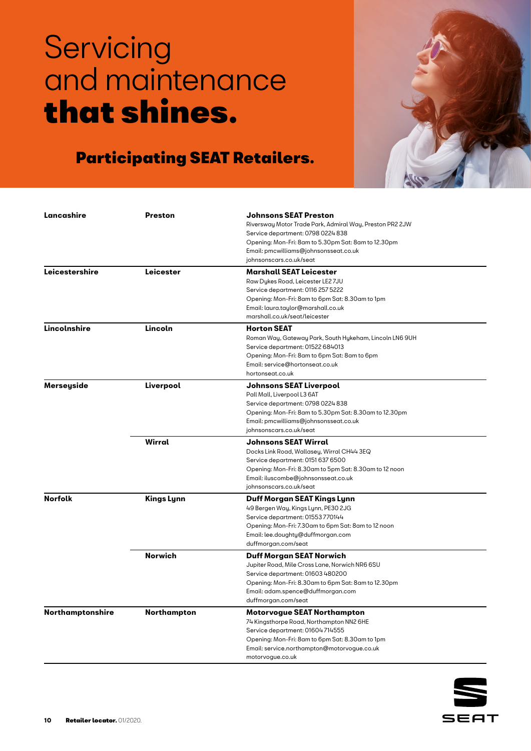# Servicing and maintenance **that shines.**

## Participating SEAT Retailers.

| County | Town | Retailer |
|---|---|---|
| **Lancashire** | **Preston** | **Johnsons SEAT Preston**<br>Riversway Motor Trade Park, Admiral Way, Preston PR2 2JW<br>Service department: 0798 0224 838<br>Opening: Mon-Fri: 8am to 5.30pm Sat: 8am to 12.30pm<br>Email: pmcwilliams@johnsonsseat.co.uk<br>johnsonscars.co.uk/seat |
| **Leicestershire** | **Leicester** | **Marshall SEAT Leicester**<br>Raw Dykes Road, Leicester LE2 7JU<br>Service department: 0116 257 5222<br>Opening: Mon-Fri: 8am to 6pm Sat: 8.30am to 1pm<br>Email: laura.taylor@marshall.co.uk<br>marshall.co.uk/seat/leicester |
| **Lincolnshire** | **Lincoln** | **Horton SEAT**<br>Roman Way, Gateway Park, South Hykeham, Lincoln LN6 9UH<br>Service department: 01522 684013<br>Opening: Mon-Fri: 8am to 6pm Sat: 8am to 6pm<br>Email: service@hortonseat.co.uk<br>hortonseat.co.uk |
| **Merseyside** | **Liverpool** | **Johnsons SEAT Liverpool**<br>Pall Mall, Liverpool L3 6AT<br>Service department: 0798 0224 838<br>Opening: Mon-Fri: 8am to 5.30pm Sat: 8.30am to 12.30pm<br>Email: pmcwilliams@johnsonsseat.co.uk<br>johnsonscars.co.uk/seat |
| | **Wirral** | **Johnsons SEAT Wirral**<br>Docks Link Road, Wallasey, Wirral CH44 3EQ<br>Service department: 0151 637 6500<br>Opening: Mon-Fri: 8.30am to 5pm Sat: 8.30am to 12 noon<br>Email: iluscombe@johnsonsseat.co.uk<br>johnsonscars.co.uk/seat |
| **Norfolk** | **Kings Lynn** | **Duff Morgan SEAT Kings Lynn**<br>49 Bergen Way, Kings Lynn, PE30 2JG<br>Service department: 01553 770144<br>Opening: Mon-Fri: 7.30am to 6pm Sat: 8am to 12 noon<br>Email: lee.doughty@duffmorgan.com<br>duffmorgan.com/seat |
| | **Norwich** | **Duff Morgan SEAT Norwich**<br>Jupiter Road, Mile Cross Lane, Norwich NR6 6SU<br>Service department: 01603 480200<br>Opening: Mon-Fri: 8.30am to 6pm Sat: 8am to 12.30pm<br>Email: adam.spence@duffmorgan.com<br>duffmorgan.com/seat |
| **Northamptonshire** | **Northampton** | **Motorvogue SEAT Northampton**<br>74 Kingsthorpe Road, Northampton NN2 6HE<br>Service department: 01604 714555<br>Opening: Mon-Fri: 8am to 6pm Sat: 8.30am to 1pm<br>Email: service.northampton@motorvogue.co.uk<br>motorvogue.co.uk |

**Retailer locator.** 01/2020.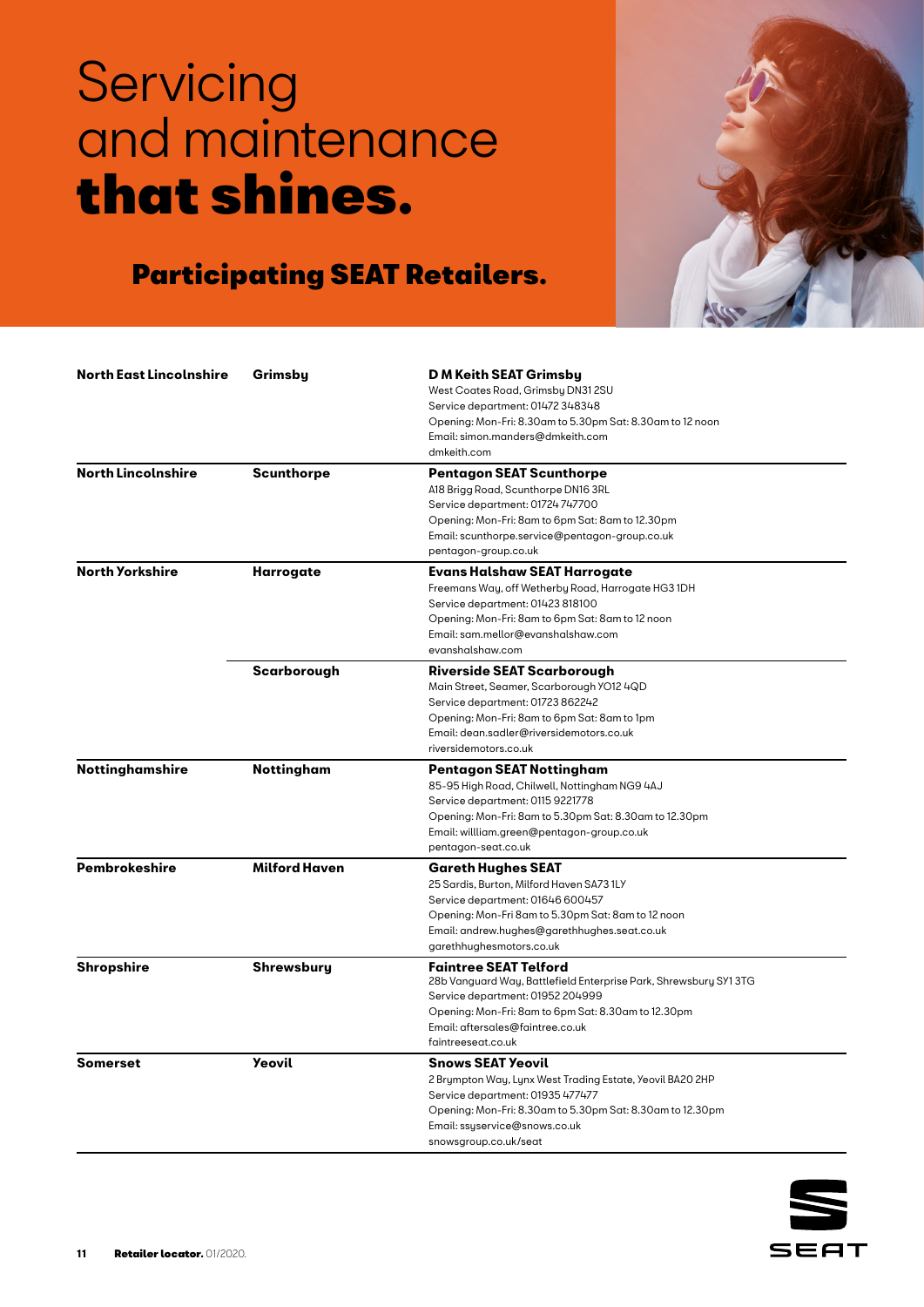# Servicing and maintenance **that shines.**

## Participating SEAT Retailers.

| | | |
|---|---|---|
| **North East Lincolnshire** | **Grimsby** | **D M Keith SEAT Grimsby**<br>West Coates Road, Grimsby DN31 2SU<br>Service department: 01472 348348<br>Opening: Mon-Fri: 8.30am to 5.30pm Sat: 8.30am to 12 noon<br>Email: simon.manders@dmkeith.com<br>dmkeith.com |
| **North Lincolnshire** | **Scunthorpe** | **Pentagon SEAT Scunthorpe**<br>A18 Brigg Road, Scunthorpe DN16 3RL<br>Service department: 01724 747700<br>Opening: Mon-Fri: 8am to 6pm Sat: 8am to 12.30pm<br>Email: scunthorpe.service@pentagon-group.co.uk<br>pentagon-group.co.uk |
| **North Yorkshire** | **Harrogate** | **Evans Halshaw SEAT Harrogate**<br>Freemans Way, off Wetherby Road, Harrogate HG3 1DH<br>Service department: 01423 818100<br>Opening: Mon-Fri: 8am to 6pm Sat: 8am to 12 noon<br>Email: sam.mellor@evanshalshaw.com<br>evanshalshaw.com |
| | **Scarborough** | **Riverside SEAT Scarborough**<br>Main Street, Seamer, Scarborough YO12 4QD<br>Service department: 01723 862242<br>Opening: Mon-Fri: 8am to 6pm Sat: 8am to 1pm<br>Email: dean.sadler@riversidemotors.co.uk<br>riversidemotors.co.uk |
| **Nottinghamshire** | **Nottingham** | **Pentagon SEAT Nottingham**<br>85-95 High Road, Chilwell, Nottingham NG9 4AJ<br>Service department: 0115 9221778<br>Opening: Mon-Fri: 8am to 5.30pm Sat: 8.30am to 12.30pm<br>Email: willliam.green@pentagon-group.co.uk<br>pentagon-seat.co.uk |
| **Pembrokeshire** | **Milford Haven** | **Gareth Hughes SEAT**<br>25 Sardis, Burton, Milford Haven SA73 1LY<br>Service department: 01646 600457<br>Opening: Mon-Fri 8am to 5.30pm Sat: 8am to 12 noon<br>Email: andrew.hughes@garethhughes.seat.co.uk<br>garethhughesmotors.co.uk |
| **Shropshire** | **Shrewsbury** | **Faintree SEAT Telford**<br>28b Vanguard Way, Battlefield Enterprise Park, Shrewsbury SY1 3TG<br>Service department: 01952 204999<br>Opening: Mon-Fri: 8am to 6pm Sat: 8.30am to 12.30pm<br>Email: aftersales@faintree.co.uk<br>faintreeseat.co.uk |
| **Somerset** | **Yeovil** | **Snows SEAT Yeovil**<br>2 Brympton Way, Lynx West Trading Estate, Yeovil BA20 2HP<br>Service department: 01935 477477<br>Opening: Mon-Fri: 8.30am to 5.30pm Sat: 8.30am to 12.30pm<br>Email: ssyservice@snows.co.uk<br>snowsgroup.co.uk/seat |

**Retailer locator.** 01/2020.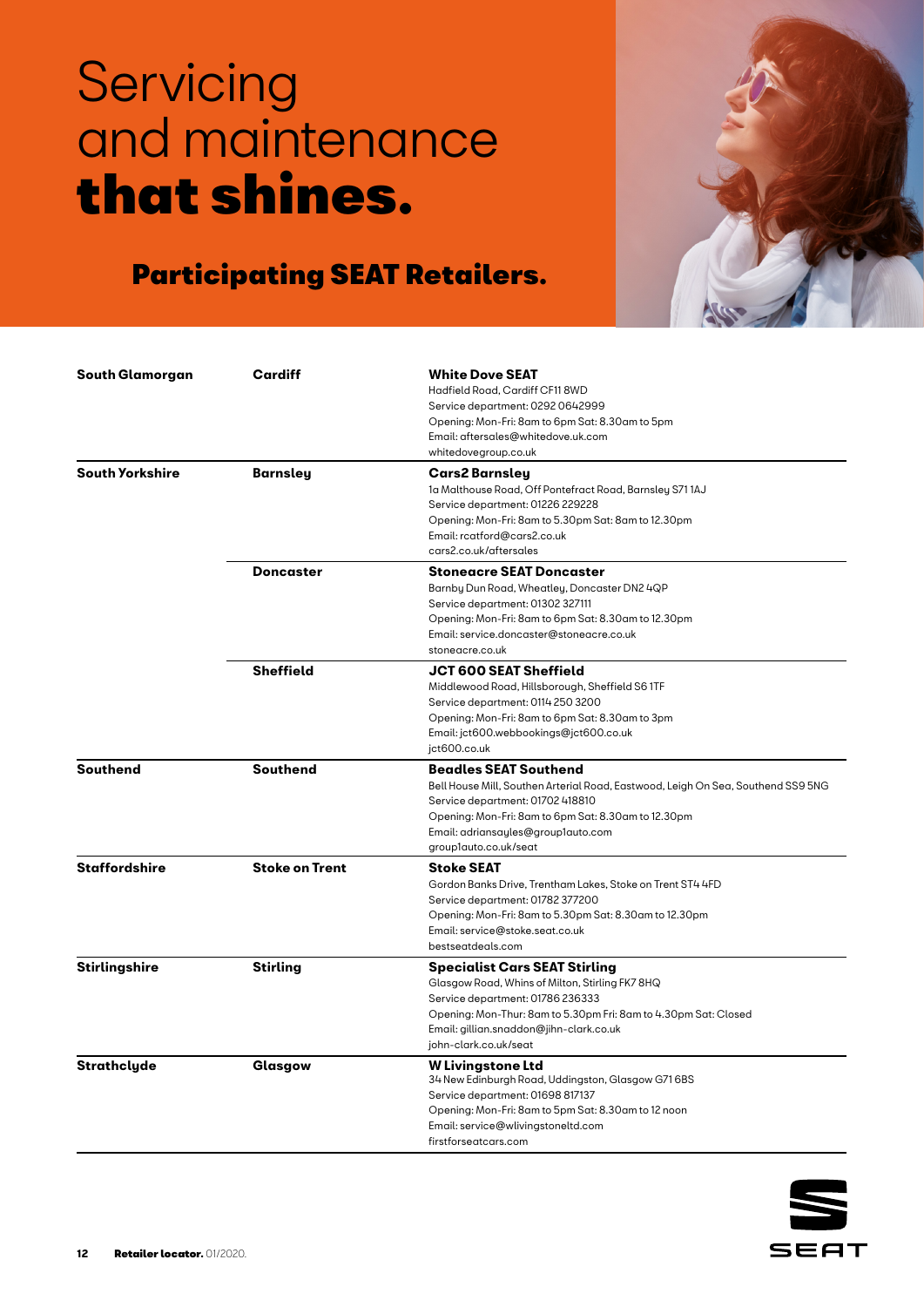# Servicing and maintenance **that shines.**

## Participating SEAT Retailers.

| | | |
|---|---|---|
| **South Glamorgan** | **Cardiff** | **White Dove SEAT**<br>Hadfield Road, Cardiff CF11 8WD<br>Service department: 0292 0642999<br>Opening: Mon-Fri: 8am to 6pm Sat: 8.30am to 5pm<br>Email: aftersales@whitedove.uk.com<br>whitedovegroup.co.uk |
| **South Yorkshire** | **Barnsley** | **Cars2 Barnsley**<br>1a Malthouse Road, Off Pontefract Road, Barnsley S71 1AJ<br>Service department: 01226 229228<br>Opening: Mon-Fri: 8am to 5.30pm Sat: 8am to 12.30pm<br>Email: rcatford@cars2.co.uk<br>cars2.co.uk/aftersales |
| | **Doncaster** | **Stoneacre SEAT Doncaster**<br>Barnby Dun Road, Wheatley, Doncaster DN2 4QP<br>Service department: 01302 327111<br>Opening: Mon-Fri: 8am to 6pm Sat: 8.30am to 12.30pm<br>Email: service.doncaster@stoneacre.co.uk<br>stoneacre.co.uk |
| | **Sheffield** | **JCT 600 SEAT Sheffield**<br>Middlewood Road, Hillsborough, Sheffield S6 1TF<br>Service department: 0114 250 3200<br>Opening: Mon-Fri: 8am to 6pm Sat: 8.30am to 3pm<br>Email: jct600.webbookings@jct600.co.uk<br>jct600.co.uk |
| **Southend** | **Southend** | **Beadles SEAT Southend**<br>Bell House Mill, Southen Arterial Road, Eastwood, Leigh On Sea, Southend SS9 5NG<br>Service department: 01702 418810<br>Opening: Mon-Fri: 8am to 6pm Sat: 8.30am to 12.30pm<br>Email: adriansayles@group1auto.com<br>group1auto.co.uk/seat |
| **Staffordshire** | **Stoke on Trent** | **Stoke SEAT**<br>Gordon Banks Drive, Trentham Lakes, Stoke on Trent ST4 4FD<br>Service department: 01782 377200<br>Opening: Mon-Fri: 8am to 5.30pm Sat: 8.30am to 12.30pm<br>Email: service@stoke.seat.co.uk<br>bestseatdeals.com |
| **Stirlingshire** | **Stirling** | **Specialist Cars SEAT Stirling**<br>Glasgow Road, Whins of Milton, Stirling FK7 8HQ<br>Service department: 01786 236333<br>Opening: Mon-Thur: 8am to 5.30pm Fri: 8am to 4.30pm Sat: Closed<br>Email: gillian.snaddon@jihn-clark.co.uk<br>john-clark.co.uk/seat |
| **Strathclyde** | **Glasgow** | **W Livingstone Ltd**<br>34 New Edinburgh Road, Uddingston, Glasgow G71 6BS<br>Service department: 01698 817137<br>Opening: Mon-Fri: 8am to 5pm Sat: 8.30am to 12 noon<br>Email: service@wlivingstoneltd.com<br>firstforseatcars.com |

**Retailer locator.** 01/2020.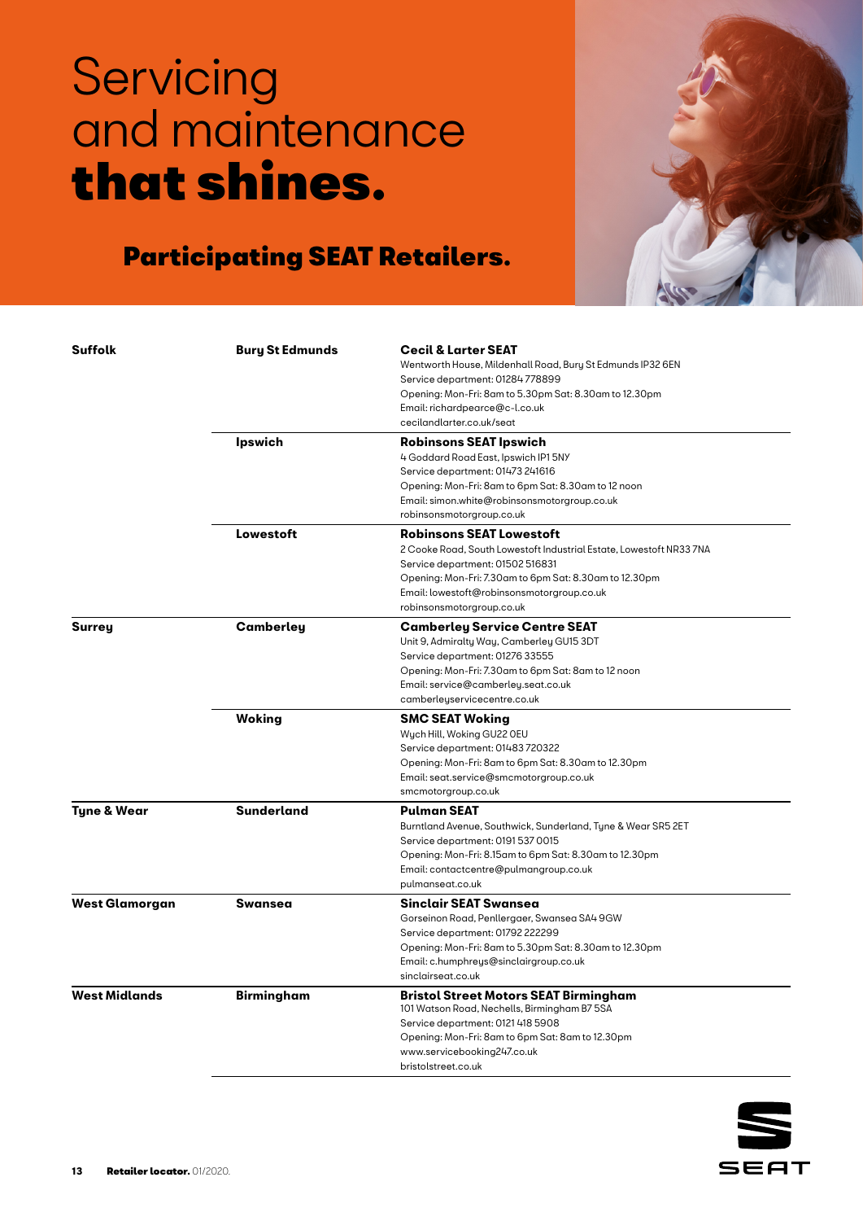# Servicing and maintenance **that shines.**

## Participating SEAT Retailers.

| | | |
|---|---|---|
| **Suffolk** | **Bury St Edmunds** | **Cecil & Larter SEAT**<br>Wentworth House, Mildenhall Road, Bury St Edmunds IP32 6EN<br>Service department: 01284 778899<br>Opening: Mon-Fri: 8am to 5.30pm Sat: 8.30am to 12.30pm<br>Email: richardpearce@c-l.co.uk<br>cecilandlarter.co.uk/seat |
| | **Ipswich** | **Robinsons SEAT Ipswich**<br>4 Goddard Road East, Ipswich IP1 5NY<br>Service department: 01473 241616<br>Opening: Mon-Fri: 8am to 6pm Sat: 8.30am to 12 noon<br>Email: simon.white@robinsonsmotorgroup.co.uk<br>robinsonsmotorgroup.co.uk |
| | **Lowestoft** | **Robinsons SEAT Lowestoft**<br>2 Cooke Road, South Lowestoft Industrial Estate, Lowestoft NR33 7NA<br>Service department: 01502 516831<br>Opening: Mon-Fri: 7.30am to 6pm Sat: 8.30am to 12.30pm<br>Email: lowestoft@robinsonsmotorgroup.co.uk<br>robinsonsmotorgroup.co.uk |
| **Surrey** | **Camberley** | **Camberley Service Centre SEAT**<br>Unit 9, Admiralty Way, Camberley GU15 3DT<br>Service department: 01276 33555<br>Opening: Mon-Fri: 7.30am to 6pm Sat: 8am to 12 noon<br>Email: service@camberley.seat.co.uk<br>camberleyservicecentre.co.uk |
| | **Woking** | **SMC SEAT Woking**<br>Wych Hill, Woking GU22 0EU<br>Service department: 01483 720322<br>Opening: Mon-Fri: 8am to 6pm Sat: 8.30am to 12.30pm<br>Email: seat.service@smcmotorgroup.co.uk<br>smcmotorgroup.co.uk |
| **Tyne & Wear** | **Sunderland** | **Pulman SEAT**<br>Burntland Avenue, Southwick, Sunderland, Tyne & Wear SR5 2ET<br>Service department: 0191 537 0015<br>Opening: Mon-Fri: 8.15am to 6pm Sat: 8.30am to 12.30pm<br>Email: contactcentre@pulmangroup.co.uk<br>pulmanseat.co.uk |
| **West Glamorgan** | **Swansea** | **Sinclair SEAT Swansea**<br>Gorseinon Road, Penllergaer, Swansea SA4 9GW<br>Service department: 01792 222299<br>Opening: Mon-Fri: 8am to 5.30pm Sat: 8.30am to 12.30pm<br>Email: c.humphreys@sinclairgroup.co.uk<br>sinclairseat.co.uk |
| **West Midlands** | **Birmingham** | **Bristol Street Motors SEAT Birmingham**<br>101 Watson Road, Nechells, Birmingham B7 5SA<br>Service department: 0121 418 5908<br>Opening: Mon-Fri: 8am to 6pm Sat: 8am to 12.30pm<br>www.servicebooking247.co.uk<br>bristolstreet.co.uk |

**Retailer locator.** 01/2020.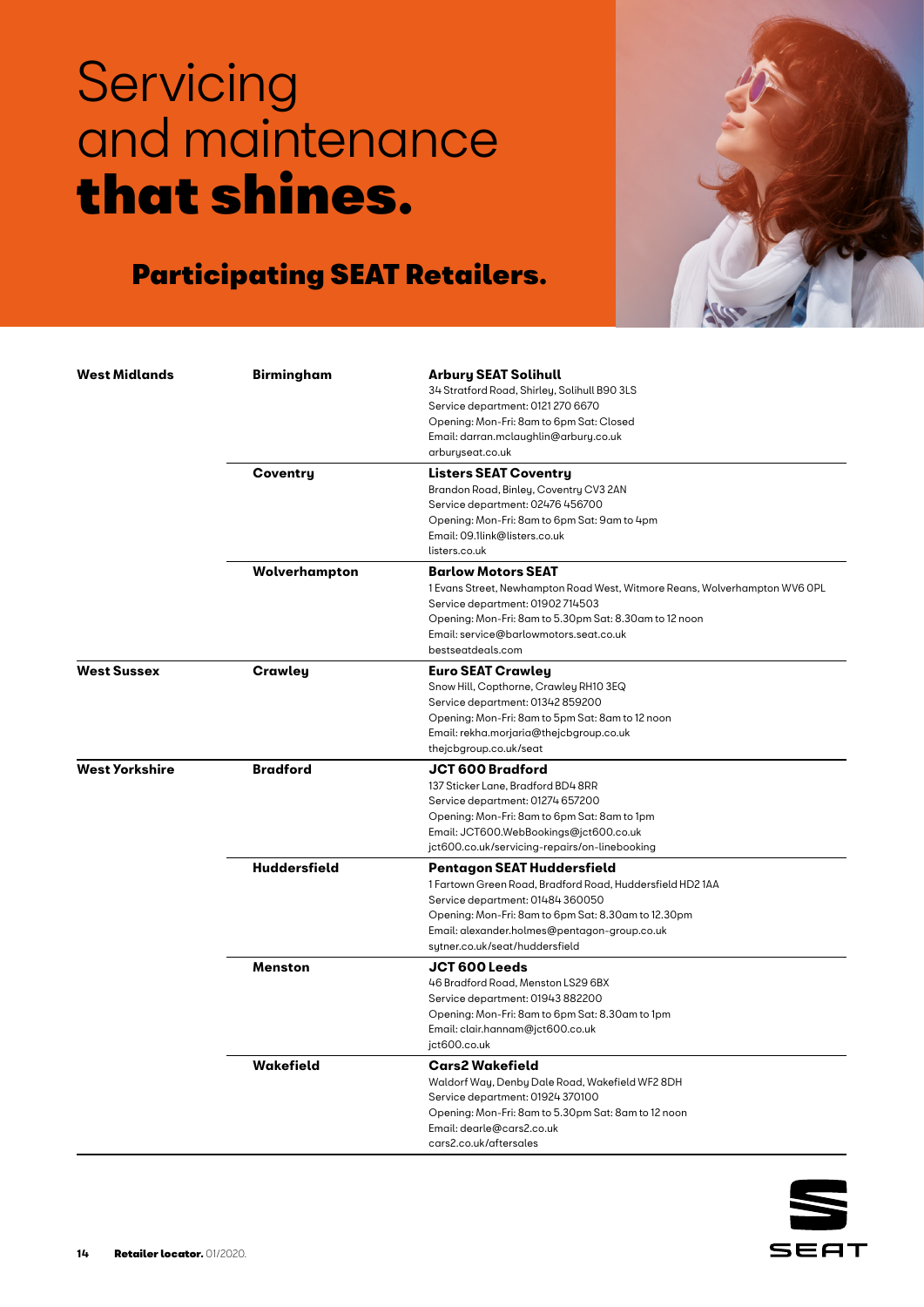# Servicing and maintenance **that shines.**

## Participating SEAT Retailers.

| Region | Town | Retailer |
|---|---|---|
| **West Midlands** | **Birmingham** | **Arbury SEAT Solihull**<br>34 Stratford Road, Shirley, Solihull B90 3LS<br>Service department: 0121 270 6670<br>Opening: Mon-Fri: 8am to 6pm Sat: Closed<br>Email: darran.mclaughlin@arbury.co.uk<br>arburyseat.co.uk |
| | **Coventry** | **Listers SEAT Coventry**<br>Brandon Road, Binley, Coventry CV3 2AN<br>Service department: 02476 456700<br>Opening: Mon-Fri: 8am to 6pm Sat: 9am to 4pm<br>Email: 09.1link@listers.co.uk<br>listers.co.uk |
| | **Wolverhampton** | **Barlow Motors SEAT**<br>1 Evans Street, Newhampton Road West, Witmore Reans, Wolverhampton WV6 0PL<br>Service department: 01902 714503<br>Opening: Mon-Fri: 8am to 5.30pm Sat: 8.30am to 12 noon<br>Email: service@barlowmotors.seat.co.uk<br>bestseatdeals.com |
| **West Sussex** | **Crawley** | **Euro SEAT Crawley**<br>Snow Hill, Copthorne, Crawley RH10 3EQ<br>Service department: 01342 859200<br>Opening: Mon-Fri: 8am to 5pm Sat: 8am to 12 noon<br>Email: rekha.morjaria@thejcbgroup.co.uk<br>thejcbgroup.co.uk/seat |
| **West Yorkshire** | **Bradford** | **JCT 600 Bradford**<br>137 Sticker Lane, Bradford BD4 8RR<br>Service department: 01274 657200<br>Opening: Mon-Fri: 8am to 6pm Sat: 8am to 1pm<br>Email: JCT600.WebBookings@jct600.co.uk<br>jct600.co.uk/servicing-repairs/on-linebooking |
| | **Huddersfield** | **Pentagon SEAT Huddersfield**<br>1 Fartown Green Road, Bradford Road, Huddersfield HD2 1AA<br>Service department: 01484 360050<br>Opening: Mon-Fri: 8am to 6pm Sat: 8.30am to 12.30pm<br>Email: alexander.holmes@pentagon-group.co.uk<br>sytner.co.uk/seat/huddersfield |
| | **Menston** | **JCT 600 Leeds**<br>46 Bradford Road, Menston LS29 6BX<br>Service department: 01943 882200<br>Opening: Mon-Fri: 8am to 6pm Sat: 8.30am to 1pm<br>Email: clair.hannam@jct600.co.uk<br>jct600.co.uk |
| | **Wakefield** | **Cars2 Wakefield**<br>Waldorf Way, Denby Dale Road, Wakefield WF2 8DH<br>Service department: 01924 370100<br>Opening: Mon-Fri: 8am to 5.30pm Sat: 8am to 12 noon<br>Email: dearle@cars2.co.uk<br>cars2.co.uk/aftersales |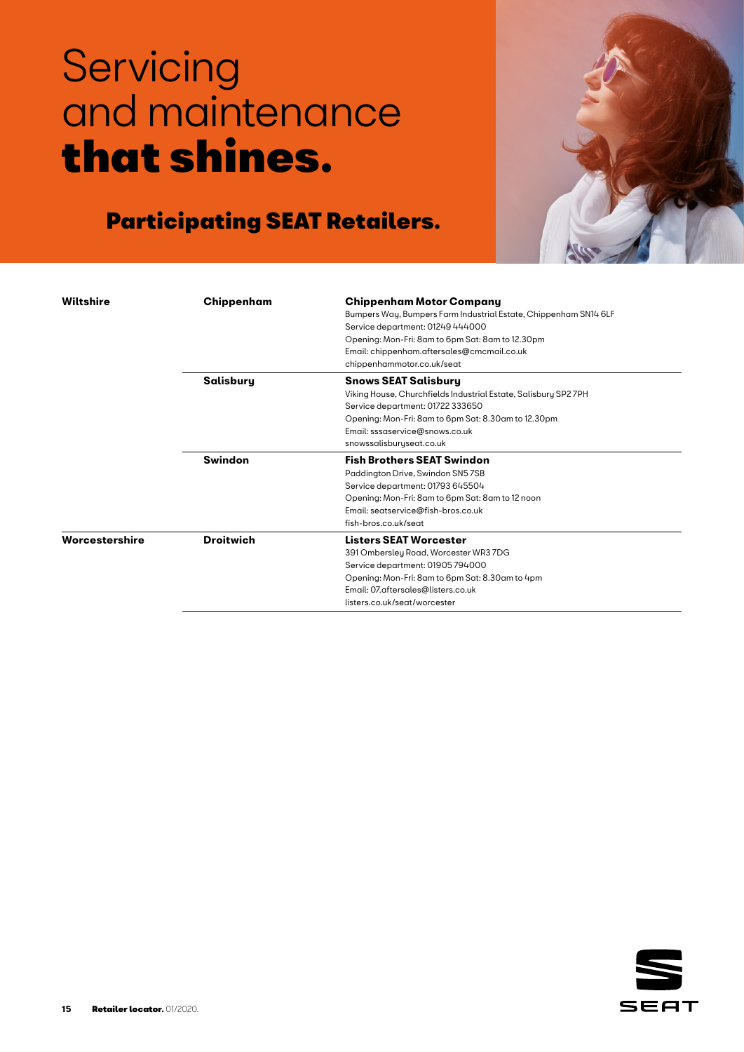# Servicing and maintenance **that shines.**

## Participating SEAT Retailers.

| | | |
|---|---|---|
| **Wiltshire** | **Chippenham** | **Chippenham Motor Company**<br>Bumpers Way, Bumpers Farm Industrial Estate, Chippenham SN14 6LF<br>Service department: 01249 444000<br>Opening: Mon-Fri: 8am to 6pm Sat: 8am to 12.30pm<br>Email: chippenham.aftersales@cmcmail.co.uk<br>chippenhammotor.co.uk/seat |
| | **Salisbury** | **Snows SEAT Salisbury**<br>Viking House, Churchfields Industrial Estate, Salisbury SP2 7PH<br>Service department: 01722 333650<br>Opening: Mon-Fri: 8am to 6pm Sat: 8.30am to 12.30pm<br>Email: sssaservice@snows.co.uk<br>snowssalisburyseat.co.uk |
| | **Swindon** | **Fish Brothers SEAT Swindon**<br>Paddington Drive, Swindon SN5 7SB<br>Service department: 01793 645504<br>Opening: Mon-Fri: 8am to 6pm Sat: 8am to 12 noon<br>Email: seatservice@fish-bros.co.uk<br>fish-bros.co.uk/seat |
| **Worcestershire** | **Droitwich** | **Listers SEAT Worcester**<br>391 Ombersley Road, Worcester WR3 7DG<br>Service department: 01905 794000<br>Opening: Mon-Fri: 8am to 6pm Sat: 8.30am to 4pm<br>Email: 07.aftersales@listers.co.uk<br>listers.co.uk/seat/worcester |

**Retailer locator.** 01/2020.